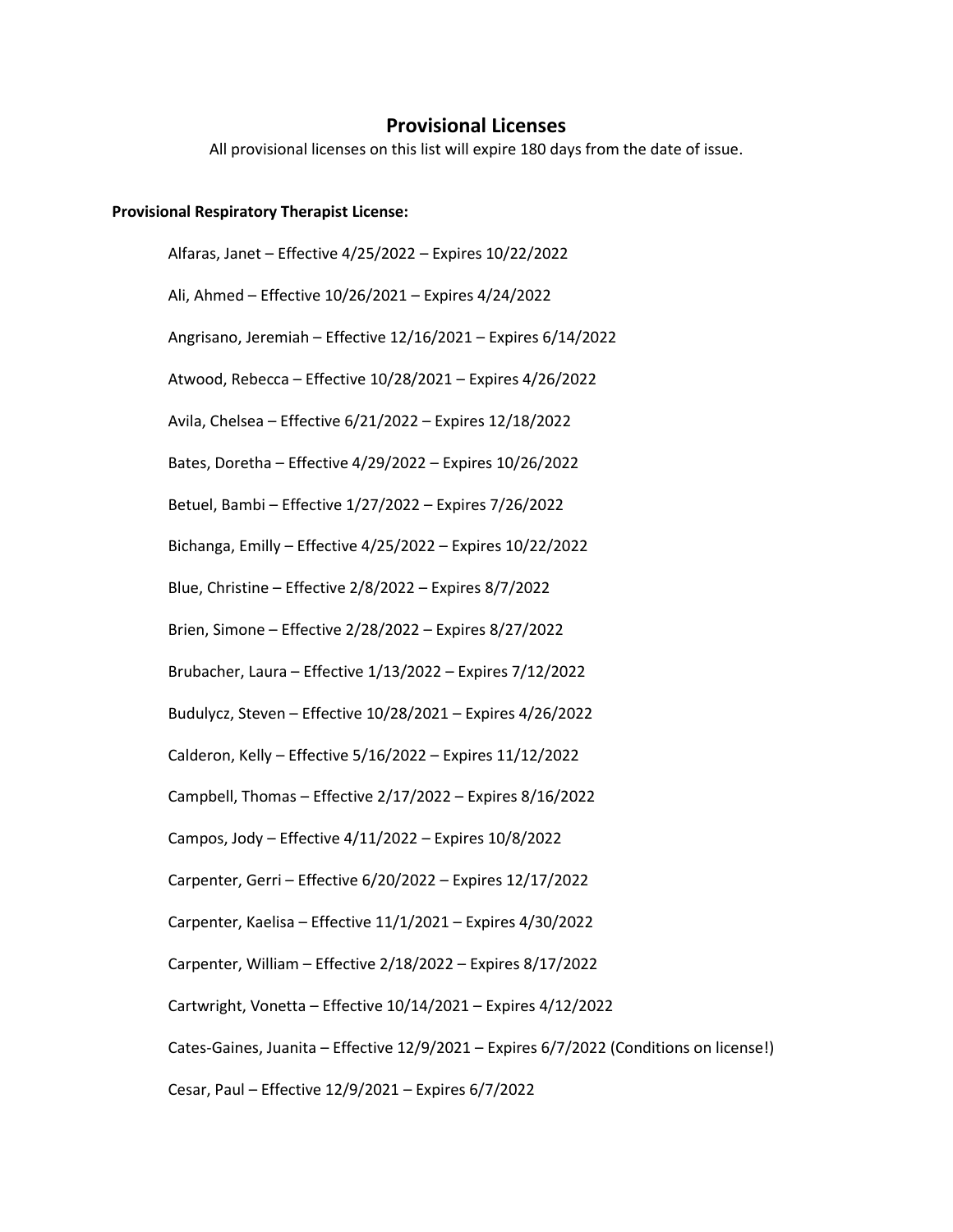# Provisional Licenses

All provisional licenses on this list will expire 180 days from the date of issue.

**Provisional Respiratory Therapist License:**

Alfaras, Janet – Effective 4/25/2022 – Expires 10/22/2022

Ali, Ahmed – Effective 10/26/2021 – Expires 4/24/2022

Angrisano, Jeremiah – Effective 12/16/2021 – Expires 6/14/2022

Atwood, Rebecca – Effective 10/28/2021 – Expires 4/26/2022

Avila, Chelsea – Effective 6/21/2022 – Expires 12/18/2022

Bates, Doretha – Effective 4/29/2022 – Expires 10/26/2022

Betuel, Bambi – Effective 1/27/2022 – Expires 7/26/2022

Bichanga, Emilly – Effective 4/25/2022 – Expires 10/22/2022

Blue, Christine – Effective 2/8/2022 – Expires 8/7/2022

Brien, Simone – Effective 2/28/2022 – Expires 8/27/2022

Brubacher, Laura – Effective 1/13/2022 – Expires 7/12/2022

Budulycz, Steven – Effective 10/28/2021 – Expires 4/26/2022

Calderon, Kelly – Effective 5/16/2022 – Expires 11/12/2022

Campbell, Thomas – Effective 2/17/2022 – Expires 8/16/2022

Campos, Jody – Effective 4/11/2022 – Expires 10/8/2022

Carpenter, Gerri – Effective 6/20/2022 – Expires 12/17/2022

Carpenter, Kaelisa – Effective 11/1/2021 – Expires 4/30/2022

Carpenter, William – Effective 2/18/2022 – Expires 8/17/2022

Cartwright, Vonetta – Effective 10/14/2021 – Expires 4/12/2022

Cates-Gaines, Juanita – Effective 12/9/2021 – Expires 6/7/2022 (Conditions on license!)

Cesar, Paul – Effective 12/9/2021 – Expires 6/7/2022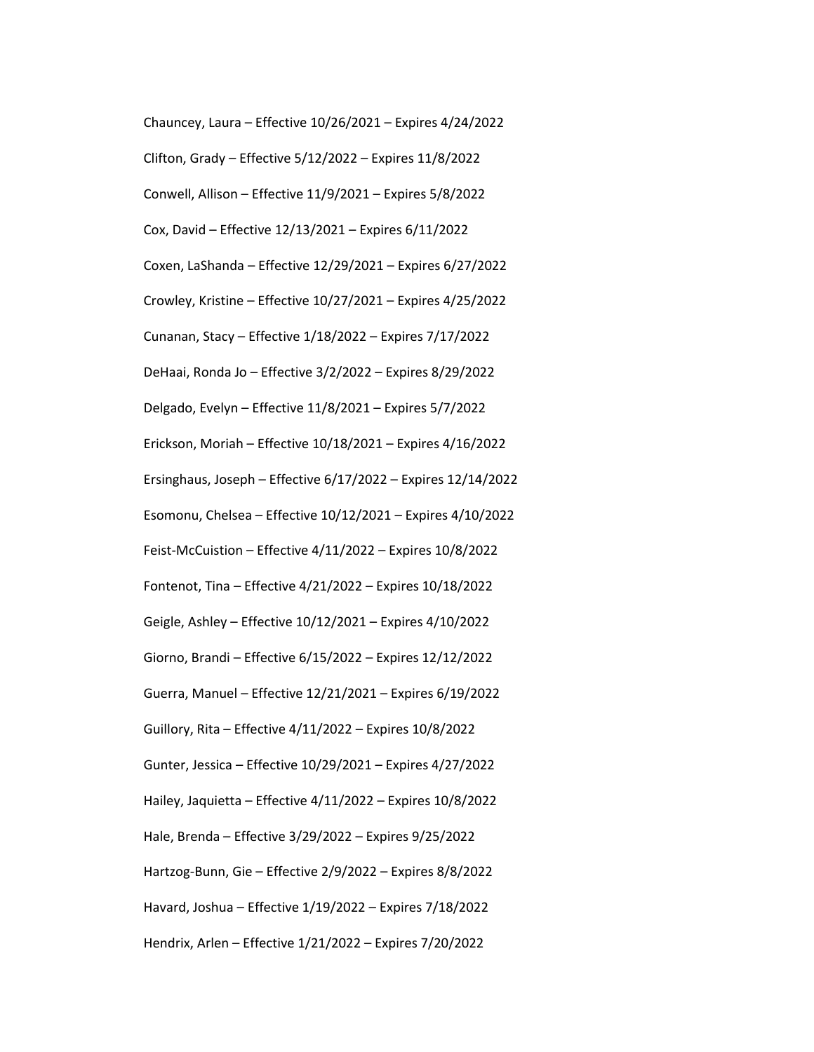Chauncey, Laura – Effective 10/26/2021 – Expires 4/24/2022

Clifton, Grady – Effective 5/12/2022 – Expires 11/8/2022

Conwell, Allison – Effective 11/9/2021 – Expires 5/8/2022

Cox, David – Effective 12/13/2021 – Expires 6/11/2022

Coxen, LaShanda – Effective 12/29/2021 – Expires 6/27/2022

Crowley, Kristine – Effective 10/27/2021 – Expires 4/25/2022

Cunanan, Stacy – Effective 1/18/2022 – Expires 7/17/2022

DeHaai, Ronda Jo – Effective 3/2/2022 – Expires 8/29/2022

Delgado, Evelyn – Effective 11/8/2021 – Expires 5/7/2022

Erickson, Moriah – Effective 10/18/2021 – Expires 4/16/2022

Ersinghaus, Joseph – Effective 6/17/2022 – Expires 12/14/2022

Esomonu, Chelsea – Effective 10/12/2021 – Expires 4/10/2022

Feist-McCuistion – Effective 4/11/2022 – Expires 10/8/2022

Fontenot, Tina – Effective 4/21/2022 – Expires 10/18/2022

Geigle, Ashley – Effective 10/12/2021 – Expires 4/10/2022

Giorno, Brandi – Effective 6/15/2022 – Expires 12/12/2022

Guerra, Manuel – Effective 12/21/2021 – Expires 6/19/2022

Guillory, Rita – Effective 4/11/2022 – Expires 10/8/2022

Gunter, Jessica – Effective 10/29/2021 – Expires 4/27/2022

Hailey, Jaquietta – Effective 4/11/2022 – Expires 10/8/2022

Hale, Brenda – Effective 3/29/2022 – Expires 9/25/2022

Hartzog-Bunn, Gie – Effective 2/9/2022 – Expires 8/8/2022

Havard, Joshua – Effective 1/19/2022 – Expires 7/18/2022

Hendrix, Arlen – Effective 1/21/2022 – Expires 7/20/2022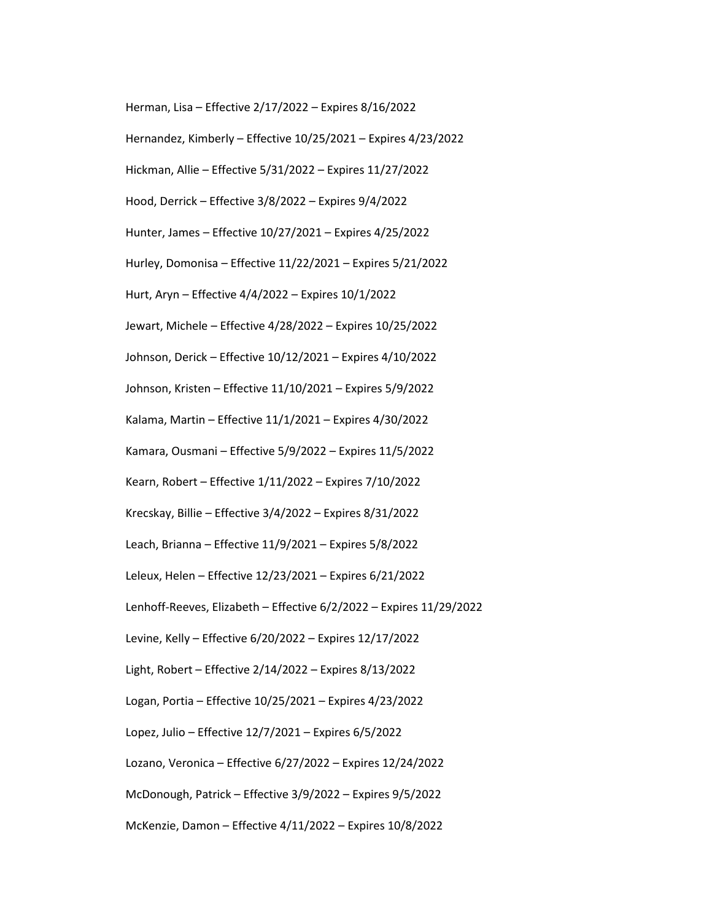Herman, Lisa – Effective 2/17/2022 – Expires 8/16/2022

Hernandez, Kimberly – Effective 10/25/2021 – Expires 4/23/2022

Hickman, Allie – Effective 5/31/2022 – Expires 11/27/2022

Hood, Derrick – Effective 3/8/2022 – Expires 9/4/2022

Hunter, James – Effective 10/27/2021 – Expires 4/25/2022

Hurley, Domonisa – Effective 11/22/2021 – Expires 5/21/2022

Hurt, Aryn – Effective 4/4/2022 – Expires 10/1/2022

Jewart, Michele – Effective 4/28/2022 – Expires 10/25/2022

Johnson, Derick – Effective 10/12/2021 – Expires 4/10/2022

Johnson, Kristen – Effective 11/10/2021 – Expires 5/9/2022

Kalama, Martin – Effective 11/1/2021 – Expires 4/30/2022

Kamara, Ousmani – Effective 5/9/2022 – Expires 11/5/2022

Kearn, Robert – Effective 1/11/2022 – Expires 7/10/2022

Krecskay, Billie – Effective 3/4/2022 – Expires 8/31/2022

Leach, Brianna – Effective 11/9/2021 – Expires 5/8/2022

Leleux, Helen – Effective 12/23/2021 – Expires 6/21/2022

Lenhoff-Reeves, Elizabeth – Effective 6/2/2022 – Expires 11/29/2022

Levine, Kelly – Effective 6/20/2022 – Expires 12/17/2022

Light, Robert – Effective 2/14/2022 – Expires 8/13/2022

Logan, Portia – Effective 10/25/2021 – Expires 4/23/2022

Lopez, Julio – Effective 12/7/2021 – Expires 6/5/2022

Lozano, Veronica – Effective 6/27/2022 – Expires 12/24/2022

McDonough, Patrick – Effective 3/9/2022 – Expires 9/5/2022

McKenzie, Damon – Effective 4/11/2022 – Expires 10/8/2022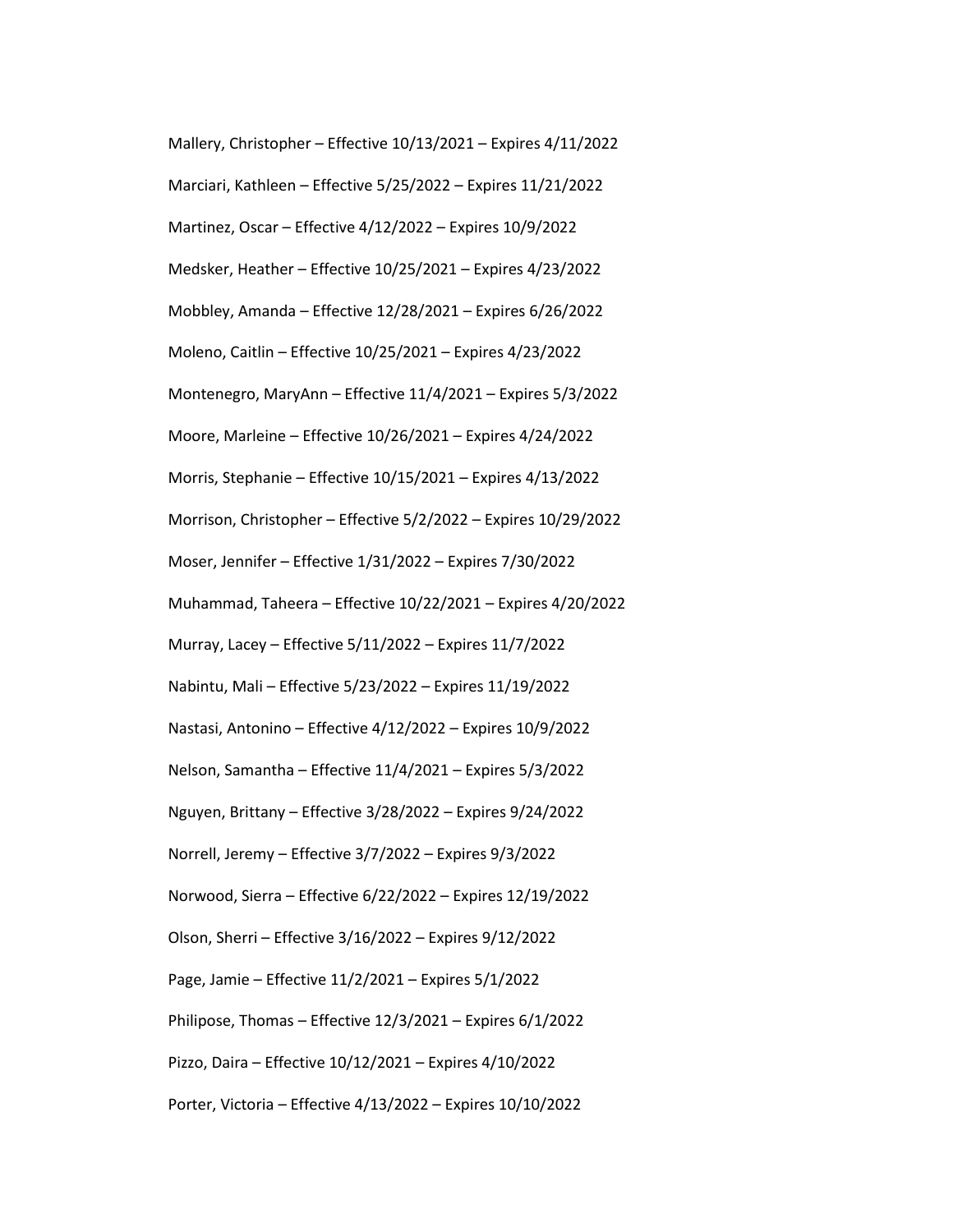Mallery, Christopher – Effective 10/13/2021 – Expires 4/11/2022

Marciari, Kathleen – Effective 5/25/2022 – Expires 11/21/2022

Martinez, Oscar – Effective 4/12/2022 – Expires 10/9/2022

Medsker, Heather – Effective 10/25/2021 – Expires 4/23/2022

Mobbley, Amanda – Effective 12/28/2021 – Expires 6/26/2022

Moleno, Caitlin – Effective 10/25/2021 – Expires 4/23/2022

Montenegro, MaryAnn – Effective 11/4/2021 – Expires 5/3/2022

Moore, Marleine – Effective 10/26/2021 – Expires 4/24/2022

Morris, Stephanie – Effective 10/15/2021 – Expires 4/13/2022

Morrison, Christopher – Effective 5/2/2022 – Expires 10/29/2022

Moser, Jennifer – Effective 1/31/2022 – Expires 7/30/2022

Muhammad, Taheera – Effective 10/22/2021 – Expires 4/20/2022

Murray, Lacey – Effective 5/11/2022 – Expires 11/7/2022

Nabintu, Mali – Effective 5/23/2022 – Expires 11/19/2022

Nastasi, Antonino – Effective 4/12/2022 – Expires 10/9/2022

Nelson, Samantha – Effective 11/4/2021 – Expires 5/3/2022

Nguyen, Brittany – Effective 3/28/2022 – Expires 9/24/2022

Norrell, Jeremy – Effective 3/7/2022 – Expires 9/3/2022

Norwood, Sierra – Effective 6/22/2022 – Expires 12/19/2022

Olson, Sherri – Effective 3/16/2022 – Expires 9/12/2022

Page, Jamie – Effective 11/2/2021 – Expires 5/1/2022

Philipose, Thomas – Effective 12/3/2021 – Expires 6/1/2022

Pizzo, Daira – Effective 10/12/2021 – Expires 4/10/2022

Porter, Victoria – Effective 4/13/2022 – Expires 10/10/2022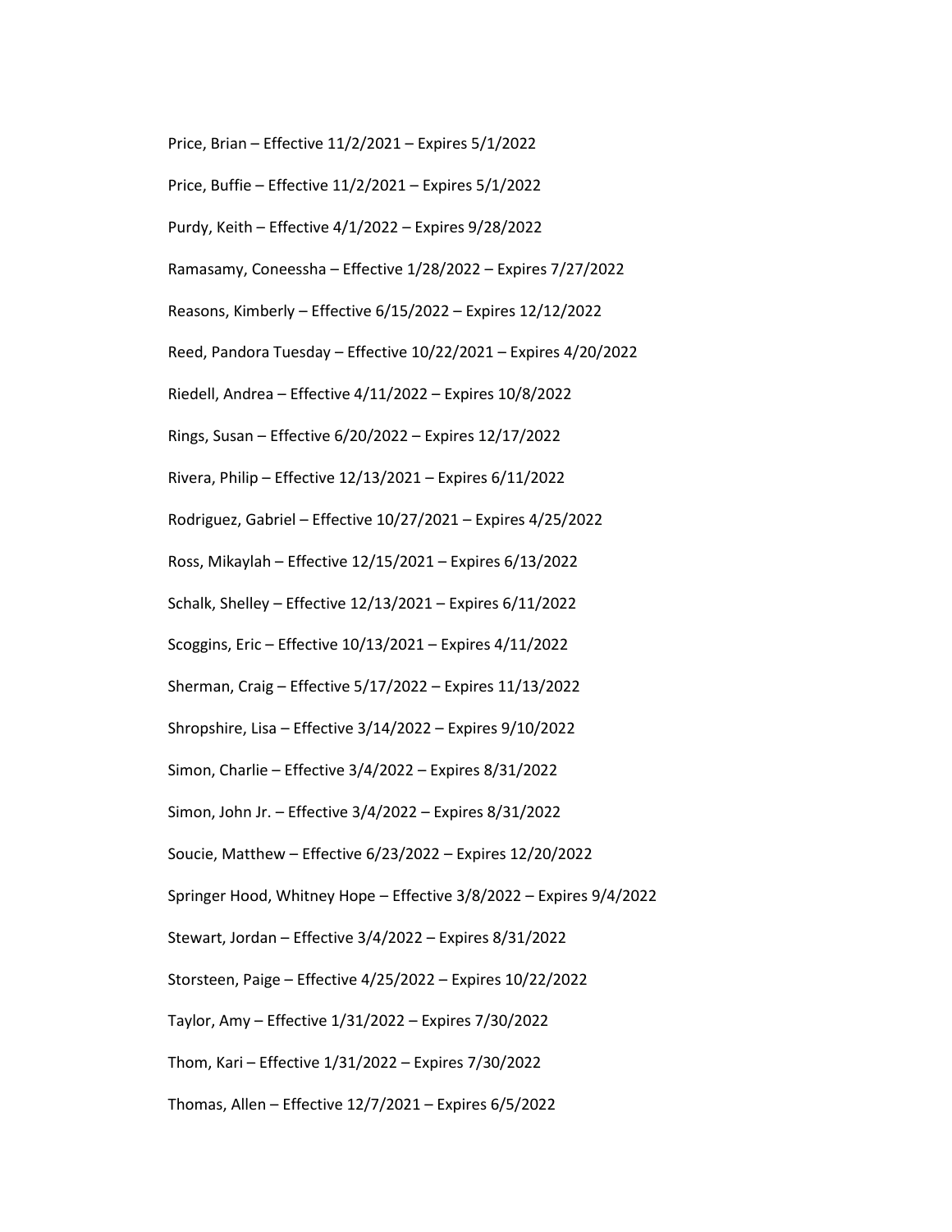Price, Brian – Effective 11/2/2021 – Expires 5/1/2022

Price, Buffie – Effective 11/2/2021 – Expires 5/1/2022

Purdy, Keith – Effective 4/1/2022 – Expires 9/28/2022

Ramasamy, Coneessha – Effective 1/28/2022 – Expires 7/27/2022

Reasons, Kimberly – Effective 6/15/2022 – Expires 12/12/2022

Reed, Pandora Tuesday – Effective 10/22/2021 – Expires 4/20/2022

Riedell, Andrea – Effective 4/11/2022 – Expires 10/8/2022

Rings, Susan – Effective 6/20/2022 – Expires 12/17/2022

Rivera, Philip – Effective 12/13/2021 – Expires 6/11/2022

Rodriguez, Gabriel – Effective 10/27/2021 – Expires 4/25/2022

Ross, Mikaylah – Effective 12/15/2021 – Expires 6/13/2022

Schalk, Shelley – Effective 12/13/2021 – Expires 6/11/2022

Scoggins, Eric – Effective 10/13/2021 – Expires 4/11/2022

Sherman, Craig – Effective 5/17/2022 – Expires 11/13/2022

Shropshire, Lisa – Effective 3/14/2022 – Expires 9/10/2022

Simon, Charlie – Effective 3/4/2022 – Expires 8/31/2022

Simon, John Jr. – Effective 3/4/2022 – Expires 8/31/2022

Soucie, Matthew – Effective 6/23/2022 – Expires 12/20/2022

Springer Hood, Whitney Hope – Effective 3/8/2022 – Expires 9/4/2022

Stewart, Jordan – Effective 3/4/2022 – Expires 8/31/2022

Storsteen, Paige – Effective 4/25/2022 – Expires 10/22/2022

Taylor, Amy – Effective 1/31/2022 – Expires 7/30/2022

Thom, Kari – Effective 1/31/2022 – Expires 7/30/2022

Thomas, Allen – Effective 12/7/2021 – Expires 6/5/2022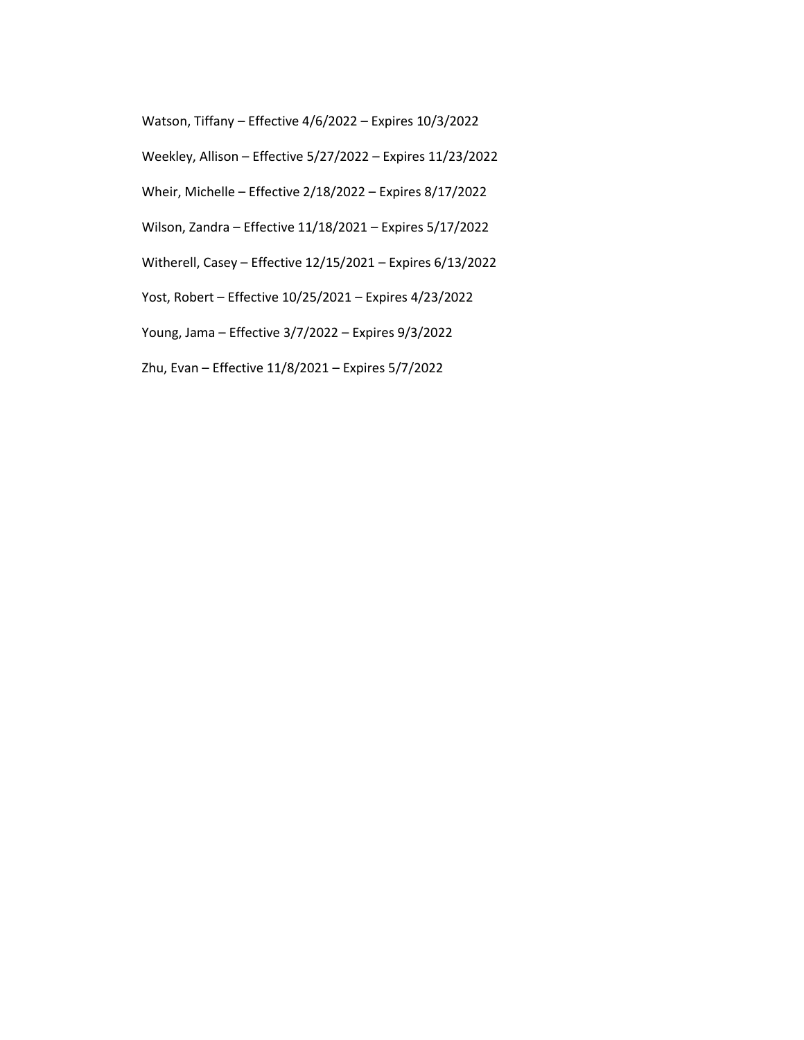Watson, Tiffany – Effective 4/6/2022 – Expires 10/3/2022

Weekley, Allison – Effective 5/27/2022 – Expires 11/23/2022

Wheir, Michelle – Effective 2/18/2022 – Expires 8/17/2022

Wilson, Zandra – Effective 11/18/2021 – Expires 5/17/2022

Witherell, Casey – Effective 12/15/2021 – Expires 6/13/2022

Yost, Robert – Effective 10/25/2021 – Expires 4/23/2022

Young, Jama – Effective 3/7/2022 – Expires 9/3/2022

Zhu, Evan – Effective 11/8/2021 – Expires 5/7/2022